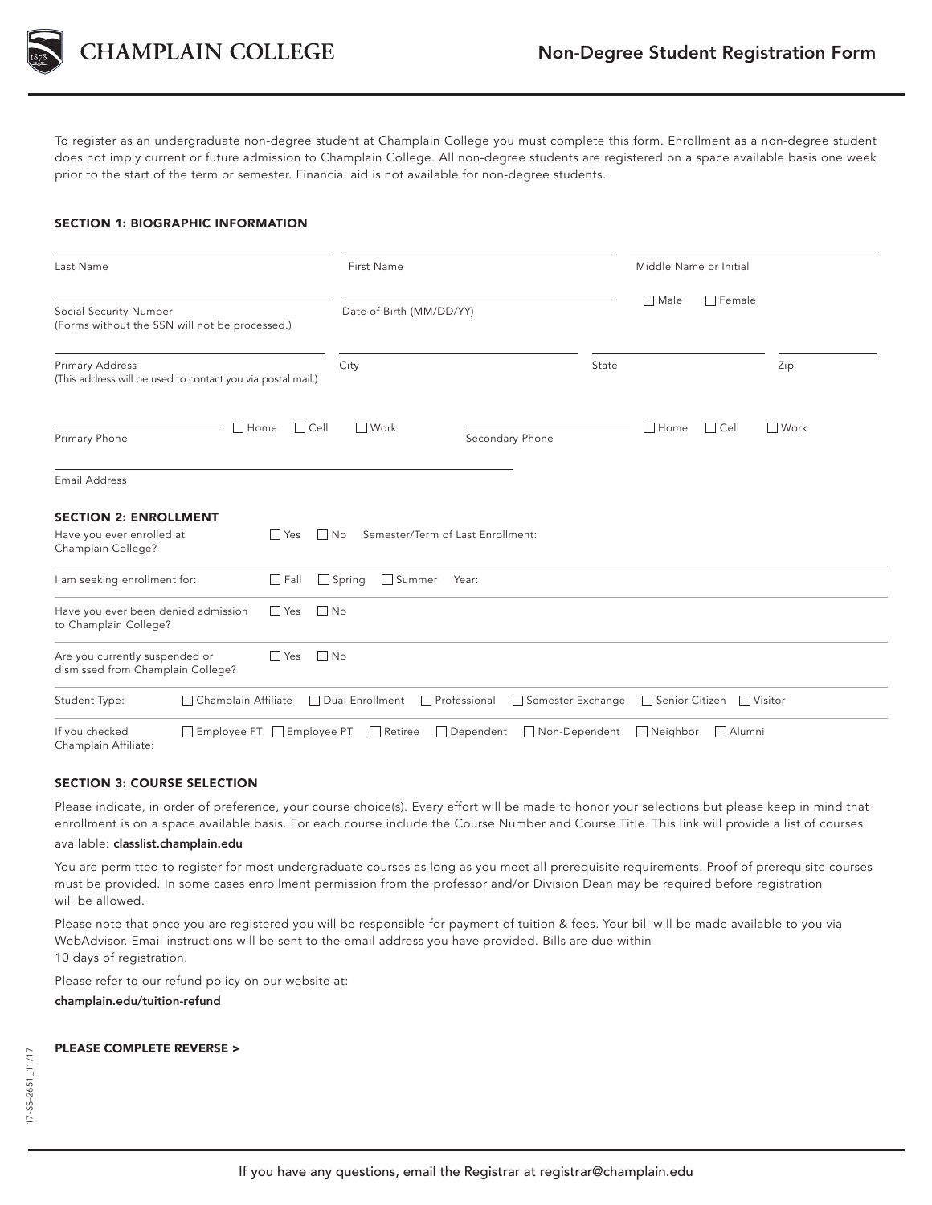# CHAMPLAIN COLLEGE

## Non-Degree Student Registration Form

To register as an undergraduate non-degree student at Champlain College you must complete this form. Enrollment as a non-degree student does not imply current or future admission to Champlain College. All non-degree students are registered on a space available basis one week prior to the start of the term or semester. Financial aid is not available for non-degree students.

### SECTION 1: BIOGRAPHIC INFORMATION

Last Name ______ First Name ______ Middle Name or Initial ______

Social Security Number (Forms without the SSN will not be processed.) ______ Date of Birth (MM/DD/YY) ______ ☐ Male ☐ Female

Primary Address (This address will be used to contact you via postal mail.) ______ City ______ State ______ Zip ______

Primary Phone ______ ☐ Home ☐ Cell ☐ Work Secondary Phone ______ ☐ Home ☐ Cell ☐ Work

Email Address ______

### SECTION 2: ENROLLMENT

Have you ever enrolled at Champlain College? ☐ Yes ☐ No Semester/Term of Last Enrollment:

I am seeking enrollment for: ☐ Fall ☐ Spring ☐ Summer Year:

Have you ever been denied admission to Champlain College? ☐ Yes ☐ No

Are you currently suspended or dismissed from Champlain College? ☐ Yes ☐ No

Student Type: ☐ Champlain Affiliate ☐ Dual Enrollment ☐ Professional ☐ Semester Exchange ☐ Senior Citizen ☐ Visitor

If you checked Champlain Affiliate: ☐ Employee FT ☐ Employee PT ☐ Retiree ☐ Dependent ☐ Non-Dependent ☐ Neighbor ☐ Alumni

### SECTION 3: COURSE SELECTION

Please indicate, in order of preference, your course choice(s). Every effort will be made to honor your selections but please keep in mind that enrollment is on a space available basis. For each course include the Course Number and Course Title. This link will provide a list of courses available: **classlist.champlain.edu**

You are permitted to register for most undergraduate courses as long as you meet all prerequisite requirements. Proof of prerequisite courses must be provided. In some cases enrollment permission from the professor and/or Division Dean may be required before registration will be allowed.

Please note that once you are registered you will be responsible for payment of tuition & fees. Your bill will be made available to you via WebAdvisor. Email instructions will be sent to the email address you have provided. Bills are due within 10 days of registration.

Please refer to our refund policy on our website at:
**champlain.edu/tuition-refund**

**PLEASE COMPLETE REVERSE >**

17-SS-2651_11/17

If you have any questions, email the Registrar at registrar@champlain.edu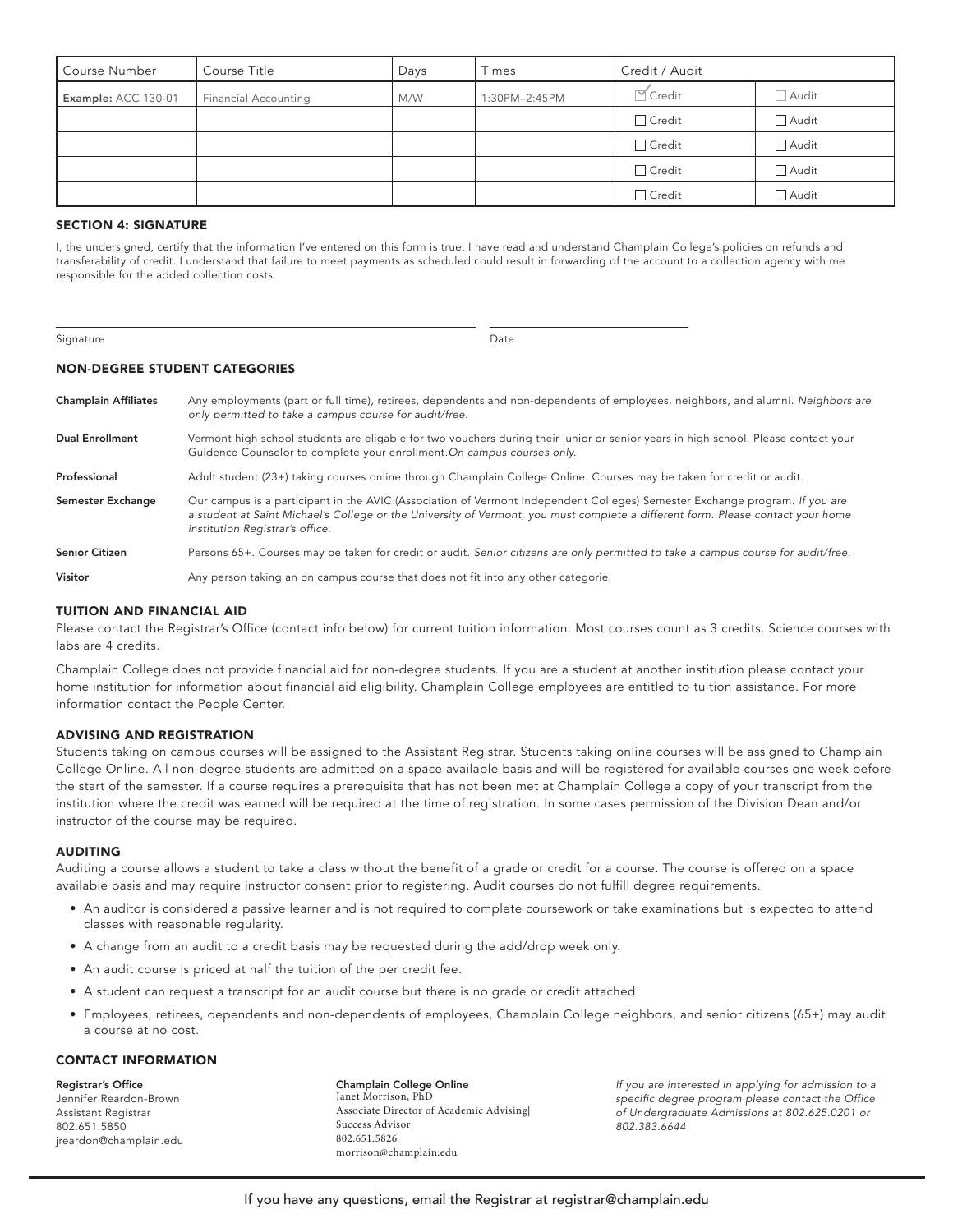| Course Number | Course Title | Days | Times | Credit / Audit | |
|---|---|---|---|---|---|
| **Example:** ACC 130-01 | Financial Accounting | M/W | 1:30PM–2:45PM | ☑ Credit | ☐ Audit |
| | | | | ☐ Credit | ☐ Audit |
| | | | | ☐ Credit | ☐ Audit |
| | | | | ☐ Credit | ☐ Audit |
| | | | | ☐ Credit | ☐ Audit |

## SECTION 4: SIGNATURE

I, the undersigned, certify that the information I've entered on this form is true. I have read and understand Champlain College's policies on refunds and transferability of credit. I understand that failure to meet payments as scheduled could result in forwarding of the account to a collection agency with me responsible for the added collection costs.

Signature ______________________ Date ______________________

## NON-DEGREE STUDENT CATEGORIES

| | |
|---|---|
| **Champlain Affiliates** | Any employments (part or full time), retirees, dependents and non-dependents of employees, neighbors, and alumni. *Neighbors are only permitted to take a campus course for audit/free.* |
| **Dual Enrollment** | Vermont high school students are eligable for two vouchers during their junior or senior years in high school. Please contact your Guidence Counselor to complete your enrollment.*On campus courses only.* |
| **Professional** | Adult student (23+) taking courses online through Champlain College Online. Courses may be taken for credit or audit. |
| **Semester Exchange** | Our campus is a participant in the AVIC (Association of Vermont Independent Colleges) Semester Exchange program. *If you are a student at Saint Michael's College or the University of Vermont, you must complete a different form. Please contact your home institution Registrar's office.* |
| **Senior Citizen** | Persons 65+. Courses may be taken for credit or audit. *Senior citizens are only permitted to take a campus course for audit/free.* |
| **Visitor** | Any person taking an on campus course that does not fit into any other categorie. |

## TUITION AND FINANCIAL AID

Please contact the Registrar's Office (contact info below) for current tuition information. Most courses count as 3 credits. Science courses with labs are 4 credits.

Champlain College does not provide financial aid for non-degree students. If you are a student at another institution please contact your home institution for information about financial aid eligibility. Champlain College employees are entitled to tuition assistance. For more information contact the People Center.

## ADVISING AND REGISTRATION

Students taking on campus courses will be assigned to the Assistant Registrar. Students taking online courses will be assigned to Champlain College Online. All non-degree students are admitted on a space available basis and will be registered for available courses one week before the start of the semester. If a course requires a prerequisite that has not been met at Champlain College a copy of your transcript from the institution where the credit was earned will be required at the time of registration. In some cases permission of the Division Dean and/or instructor of the course may be required.

## AUDITING

Auditing a course allows a student to take a class without the benefit of a grade or credit for a course. The course is offered on a space available basis and may require instructor consent prior to registering. Audit courses do not fulfill degree requirements.

- An auditor is considered a passive learner and is not required to complete coursework or take examinations but is expected to attend classes with reasonable regularity.
- A change from an audit to a credit basis may be requested during the add/drop week only.
- An audit course is priced at half the tuition of the per credit fee.
- A student can request a transcript for an audit course but there is no grade or credit attached
- Employees, retirees, dependents and non-dependents of employees, Champlain College neighbors, and senior citizens (65+) may audit a course at no cost.

## CONTACT INFORMATION

**Registrar's Office**
Jennifer Reardon-Brown
Assistant Registrar
802.651.5850
jreardon@champlain.edu

**Champlain College Online**
Janet Morrison, PhD
Associate Director of Academic Advising|
Success Advisor
802.651.5826
morrison@champlain.edu

*If you are interested in applying for admission to a specific degree program please contact the Office of Undergraduate Admissions at 802.625.0201 or 802.383.6644*

If you have any questions, email the Registrar at registrar@champlain.edu